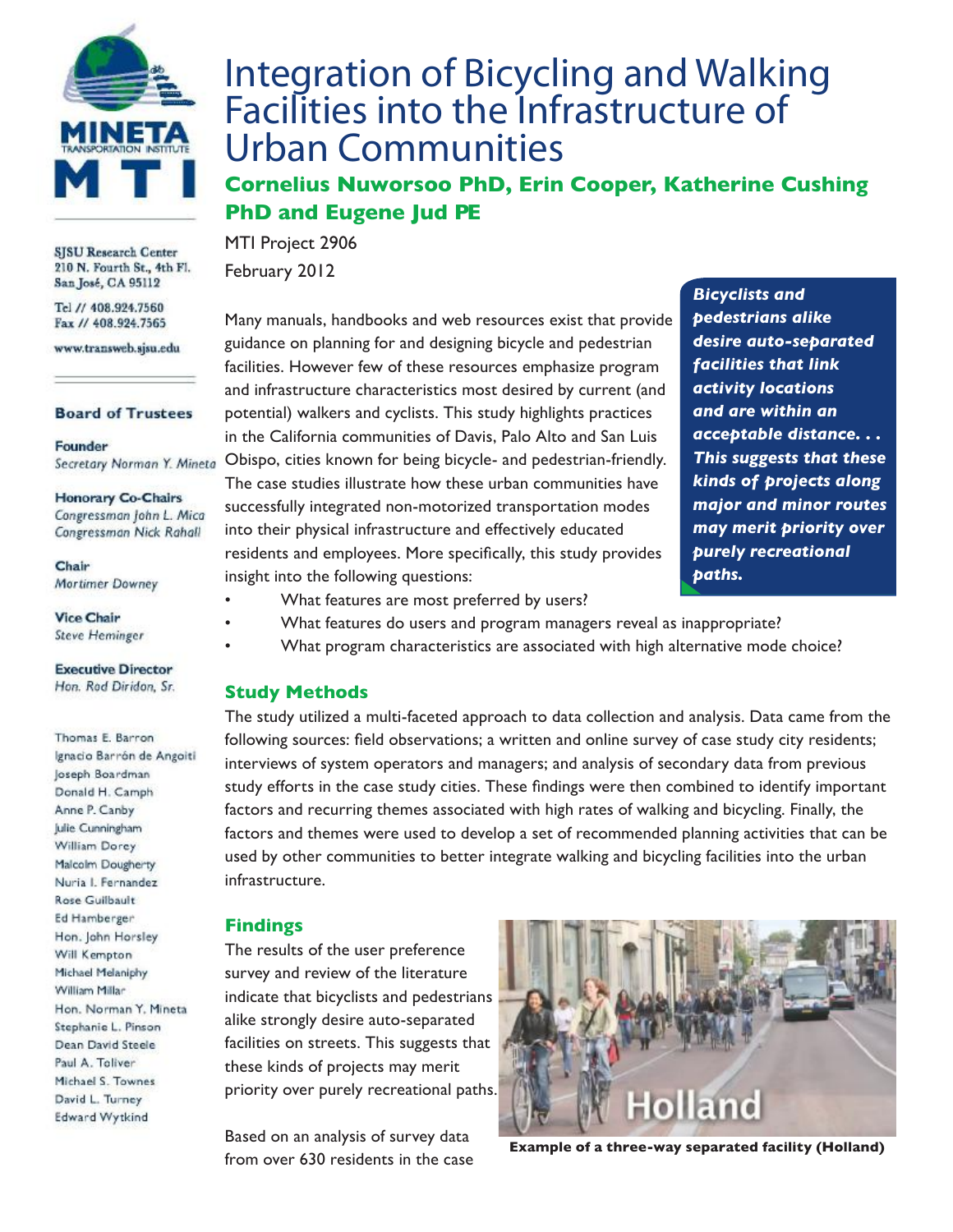# Integration of Bicycling and Walking Facilities into the Infrastructure of Urban Communities

## Cornelius Nuworsoo PhD, Erin Cooper, Katherine Cushing PhD and Eugene Jud PE

MTI Project 2906

February 2012

SJSU Research Center
210 N. Fourth St., 4th Fl.
San José, CA 95112

Tel // 408.924.7560
Fax // 408.924.7565

www.transweb.sjsu.edu

**Board of Trustees**

**Founder**
*Secretary Norman Y. Mineta*

**Honorary Co-Chairs**
*Congressman John L. Mica*
*Congressman Nick Rahall*

**Chair**
*Mortimer Downey*

**Vice Chair**
*Steve Heminger*

**Executive Director**
*Hon. Rod Diridon, Sr.*

Thomas E. Barron
Ignacio Barrón de Angoiti
Joseph Boardman
Donald H. Camph
Anne P. Canby
Julie Cunningham
William Dorey
Malcolm Dougherty
Nuria I. Fernandez
Rose Guilbault
Ed Hamberger
Hon. John Horsley
Will Kempton
Michael Melaniphy
William Millar
Hon. Norman Y. Mineta
Stephanie L. Pinson
Dean David Steele
Paul A. Toliver
Michael S. Townes
David L. Turney
Edward Wytkind

Many manuals, handbooks and web resources exist that provide guidance on planning for and designing bicycle and pedestrian facilities. However few of these resources emphasize program and infrastructure characteristics most desired by current (and potential) walkers and cyclists. This study highlights practices in the California communities of Davis, Palo Alto and San Luis Obispo, cities known for being bicycle- and pedestrian-friendly. The case studies illustrate how these urban communities have successfully integrated non-motorized transportation modes into their physical infrastructure and effectively educated residents and employees. More specifically, this study provides insight into the following questions:

- What features are most preferred by users?
- What features do users and program managers reveal as inappropriate?
- What program characteristics are associated with high alternative mode choice?

***Bicyclists and pedestrians alike desire auto-separated facilities that link activity locations and are within an acceptable distance. . . This suggests that these kinds of projects along major and minor routes may merit priority over purely recreational paths.***

## Study Methods

The study utilized a multi-faceted approach to data collection and analysis. Data came from the following sources: field observations; a written and online survey of case study city residents; interviews of system operators and managers; and analysis of secondary data from previous study efforts in the case study cities. These findings were then combined to identify important factors and recurring themes associated with high rates of walking and bicycling. Finally, the factors and themes were used to develop a set of recommended planning activities that can be used by other communities to better integrate walking and bicycling facilities into the urban infrastructure.

## Findings

The results of the user preference survey and review of the literature indicate that bicyclists and pedestrians alike strongly desire auto-separated facilities on streets. This suggests that these kinds of projects may merit priority over purely recreational paths.

**Example of a three-way separated facility (Holland)**

Based on an analysis of survey data from over 630 residents in the case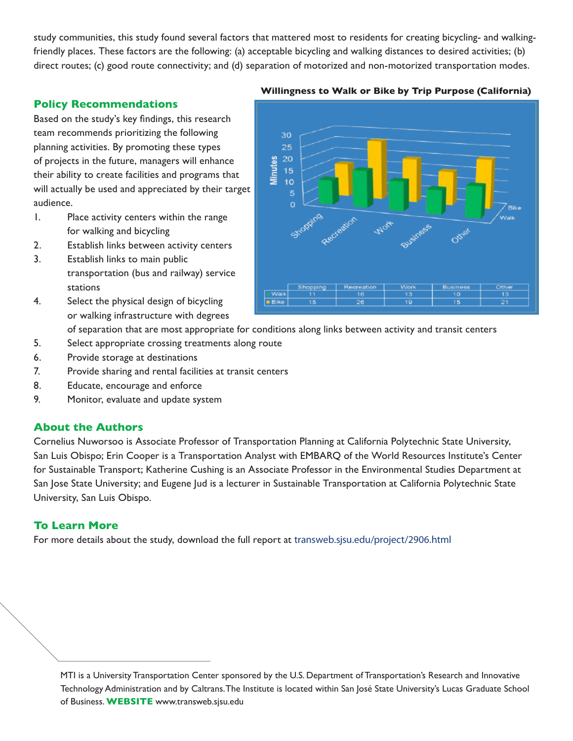study communities, this study found several factors that mattered most to residents for creating bicycling- and walking-friendly places. These factors are the following: (a) acceptable bicycling and walking distances to desired activities; (b) direct routes; (c) good route connectivity; and (d) separation of motorized and non-motorized transportation modes.

## Policy Recommendations

Based on the study's key findings, this research team recommends prioritizing the following planning activities. By promoting these types of projects in the future, managers will enhance their ability to create facilities and programs that will actually be used and appreciated by their target audience.

1. Place activity centers within the range for walking and bicycling
2. Establish links between activity centers
3. Establish links to main public transportation (bus and railway) service stations
4. Select the physical design of bicycling or walking infrastructure with degrees of separation that are most appropriate for conditions along links between activity and transit centers
5. Select appropriate crossing treatments along route
6. Provide storage at destinations
7. Provide sharing and rental facilities at transit centers
8. Educate, encourage and enforce
9. Monitor, evaluate and update system

**Willingness to Walk or Bike by Trip Purpose (California)**

Minutes

30
25
20
15
10
5
0

Shopping
Recreation
Work
Business
Other

Bike
Walk

Shopping Recreation Work Business Other
Walk 11 16 13 10 13
Bike 15 26 19 15 21

## About the Authors

Cornelius Nuworsoo is Associate Professor of Transportation Planning at California Polytechnic State University, San Luis Obispo; Erin Cooper is a Transportation Analyst with EMBARQ of the World Resources Institute's Center for Sustainable Transport; Katherine Cushing is an Associate Professor in the Environmental Studies Department at San Jose State University; and Eugene Jud is a lecturer in Sustainable Transportation at California Polytechnic State University, San Luis Obispo.

## To Learn More

For more details about the study, download the full report at transweb.sjsu.edu/project/2906.html

MTI is a University Transportation Center sponsored by the U.S. Department of Transportation's Research and Innovative Technology Administration and by Caltrans. The Institute is located within San José State University's Lucas Graduate School of Business. **WEBSITE** www.transweb.sjsu.edu